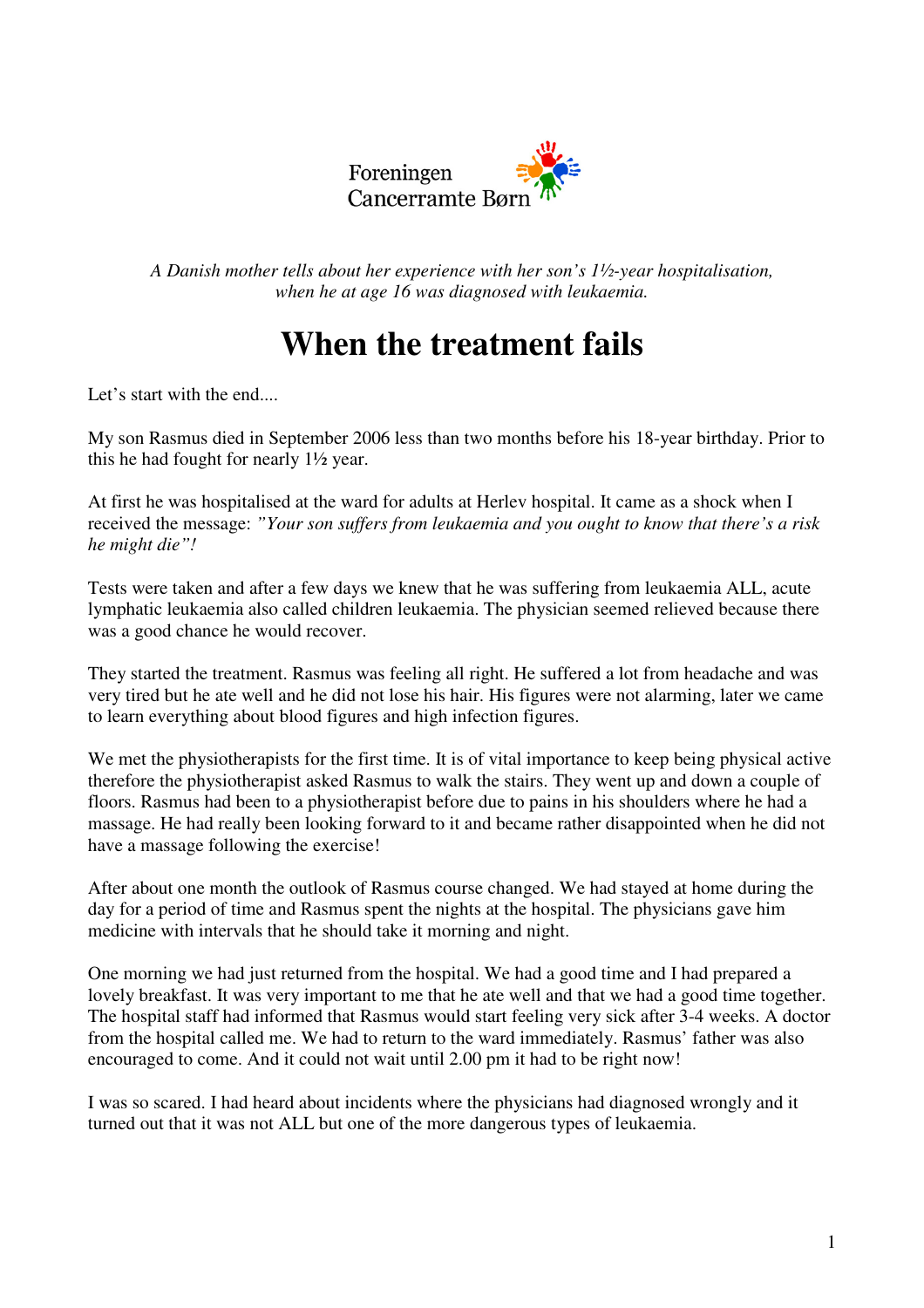Foreningen Cancerramte Børn

*A Danish mother tells about her experience with her son's 1½-year hospitalisation, when he at age 16 was diagnosed with leukaemia.*

# When the treatment fails

Let's start with the end....

My son Rasmus died in September 2006 less than two months before his 18-year birthday. Prior to this he had fought for nearly 1½ year.

At first he was hospitalised at the ward for adults at Herlev hospital. It came as a shock when I received the message: *"Your son suffers from leukaemia and you ought to know that there's a risk he might die"!*

Tests were taken and after a few days we knew that he was suffering from leukaemia ALL, acute lymphatic leukaemia also called children leukaemia. The physician seemed relieved because there was a good chance he would recover.

They started the treatment. Rasmus was feeling all right. He suffered a lot from headache and was very tired but he ate well and he did not lose his hair. His figures were not alarming, later we came to learn everything about blood figures and high infection figures.

We met the physiotherapists for the first time. It is of vital importance to keep being physical active therefore the physiotherapist asked Rasmus to walk the stairs. They went up and down a couple of floors. Rasmus had been to a physiotherapist before due to pains in his shoulders where he had a massage. He had really been looking forward to it and became rather disappointed when he did not have a massage following the exercise!

After about one month the outlook of Rasmus course changed. We had stayed at home during the day for a period of time and Rasmus spent the nights at the hospital. The physicians gave him medicine with intervals that he should take it morning and night.

One morning we had just returned from the hospital. We had a good time and I had prepared a lovely breakfast. It was very important to me that he ate well and that we had a good time together. The hospital staff had informed that Rasmus would start feeling very sick after 3-4 weeks. A doctor from the hospital called me. We had to return to the ward immediately. Rasmus' father was also encouraged to come. And it could not wait until 2.00 pm it had to be right now!

I was so scared. I had heard about incidents where the physicians had diagnosed wrongly and it turned out that it was not ALL but one of the more dangerous types of leukaemia.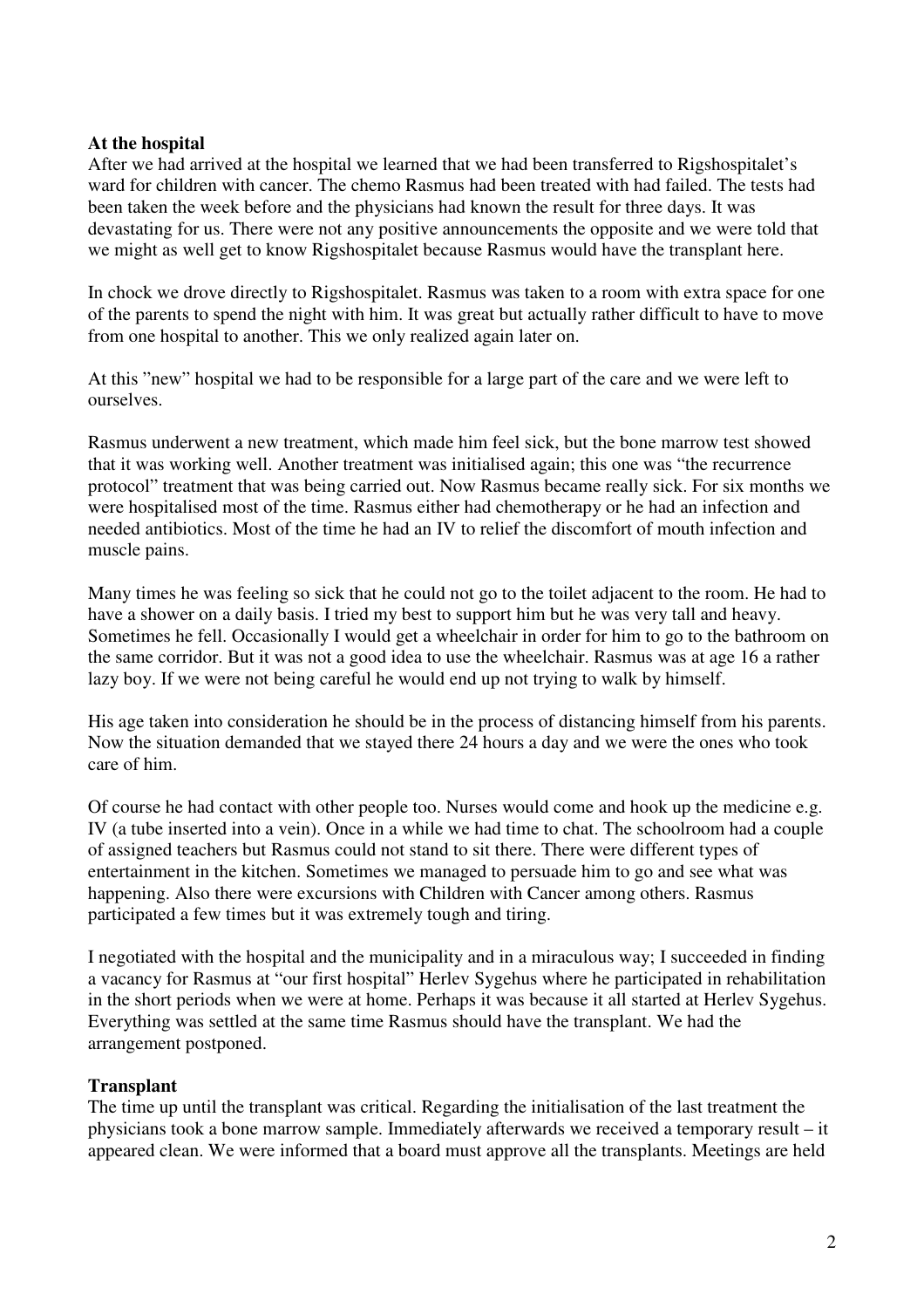**At the hospital**

After we had arrived at the hospital we learned that we had been transferred to Rigshospitalet's ward for children with cancer. The chemo Rasmus had been treated with had failed. The tests had been taken the week before and the physicians had known the result for three days. It was devastating for us. There were not any positive announcements the opposite and we were told that we might as well get to know Rigshospitalet because Rasmus would have the transplant here.

In chock we drove directly to Rigshospitalet. Rasmus was taken to a room with extra space for one of the parents to spend the night with him. It was great but actually rather difficult to have to move from one hospital to another. This we only realized again later on.

At this "new" hospital we had to be responsible for a large part of the care and we were left to ourselves.

Rasmus underwent a new treatment, which made him feel sick, but the bone marrow test showed that it was working well. Another treatment was initialised again; this one was "the recurrence protocol" treatment that was being carried out. Now Rasmus became really sick. For six months we were hospitalised most of the time. Rasmus either had chemotherapy or he had an infection and needed antibiotics. Most of the time he had an IV to relief the discomfort of mouth infection and muscle pains.

Many times he was feeling so sick that he could not go to the toilet adjacent to the room. He had to have a shower on a daily basis. I tried my best to support him but he was very tall and heavy. Sometimes he fell. Occasionally I would get a wheelchair in order for him to go to the bathroom on the same corridor. But it was not a good idea to use the wheelchair. Rasmus was at age 16 a rather lazy boy. If we were not being careful he would end up not trying to walk by himself.

His age taken into consideration he should be in the process of distancing himself from his parents. Now the situation demanded that we stayed there 24 hours a day and we were the ones who took care of him.

Of course he had contact with other people too. Nurses would come and hook up the medicine e.g. IV (a tube inserted into a vein). Once in a while we had time to chat. The schoolroom had a couple of assigned teachers but Rasmus could not stand to sit there. There were different types of entertainment in the kitchen. Sometimes we managed to persuade him to go and see what was happening. Also there were excursions with Children with Cancer among others. Rasmus participated a few times but it was extremely tough and tiring.

I negotiated with the hospital and the municipality and in a miraculous way; I succeeded in finding a vacancy for Rasmus at "our first hospital" Herlev Sygehus where he participated in rehabilitation in the short periods when we were at home. Perhaps it was because it all started at Herlev Sygehus. Everything was settled at the same time Rasmus should have the transplant. We had the arrangement postponed.

**Transplant**

The time up until the transplant was critical. Regarding the initialisation of the last treatment the physicians took a bone marrow sample. Immediately afterwards we received a temporary result – it appeared clean. We were informed that a board must approve all the transplants. Meetings are held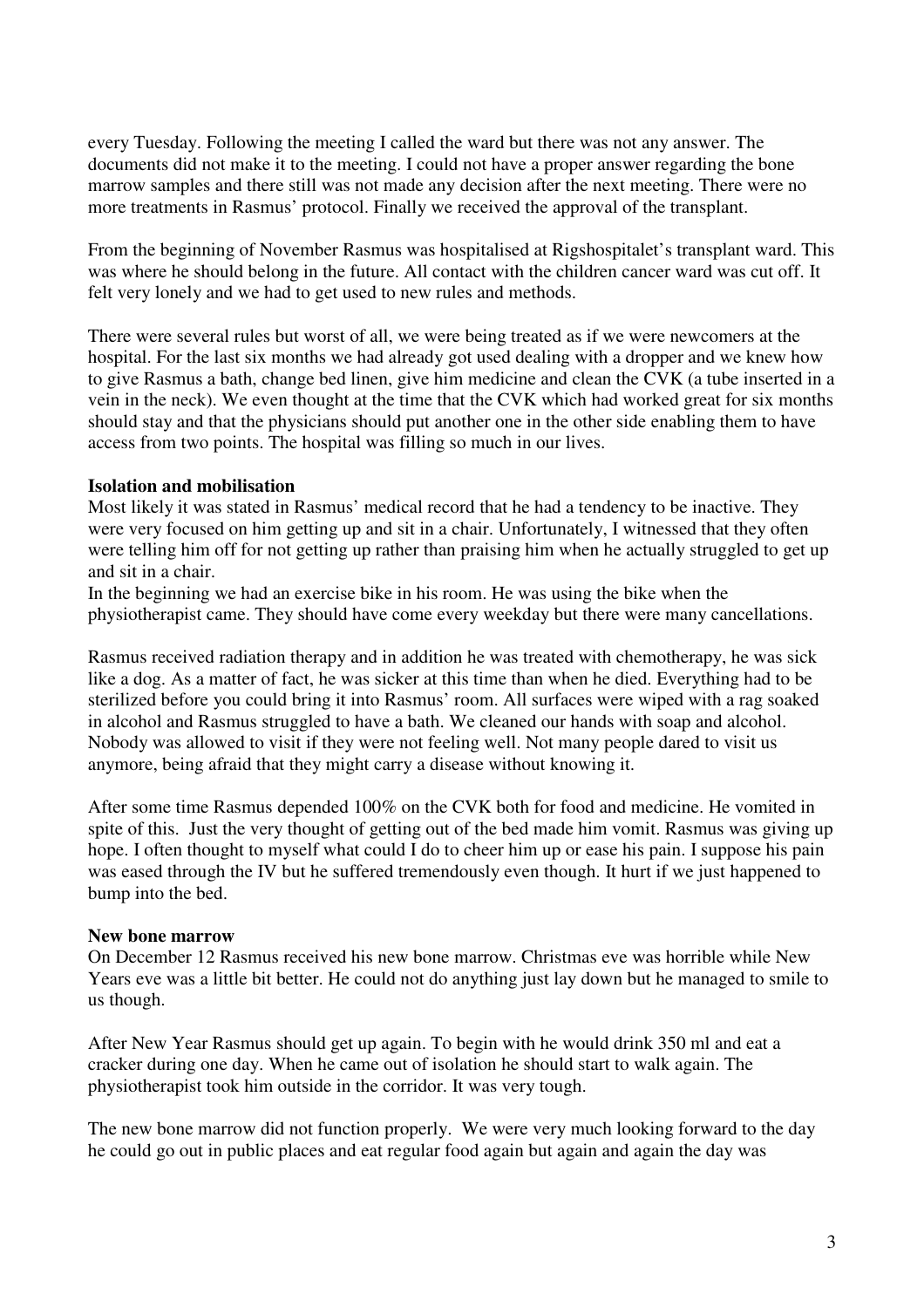every Tuesday. Following the meeting I called the ward but there was not any answer. The documents did not make it to the meeting. I could not have a proper answer regarding the bone marrow samples and there still was not made any decision after the next meeting. There were no more treatments in Rasmus' protocol. Finally we received the approval of the transplant.

From the beginning of November Rasmus was hospitalised at Rigshospitalet's transplant ward. This was where he should belong in the future. All contact with the children cancer ward was cut off. It felt very lonely and we had to get used to new rules and methods.

There were several rules but worst of all, we were being treated as if we were newcomers at the hospital. For the last six months we had already got used dealing with a dropper and we knew how to give Rasmus a bath, change bed linen, give him medicine and clean the CVK (a tube inserted in a vein in the neck). We even thought at the time that the CVK which had worked great for six months should stay and that the physicians should put another one in the other side enabling them to have access from two points. The hospital was filling so much in our lives.

**Isolation and mobilisation**

Most likely it was stated in Rasmus' medical record that he had a tendency to be inactive. They were very focused on him getting up and sit in a chair. Unfortunately, I witnessed that they often were telling him off for not getting up rather than praising him when he actually struggled to get up and sit in a chair.

In the beginning we had an exercise bike in his room. He was using the bike when the physiotherapist came. They should have come every weekday but there were many cancellations.

Rasmus received radiation therapy and in addition he was treated with chemotherapy, he was sick like a dog. As a matter of fact, he was sicker at this time than when he died. Everything had to be sterilized before you could bring it into Rasmus' room. All surfaces were wiped with a rag soaked in alcohol and Rasmus struggled to have a bath. We cleaned our hands with soap and alcohol. Nobody was allowed to visit if they were not feeling well. Not many people dared to visit us anymore, being afraid that they might carry a disease without knowing it.

After some time Rasmus depended 100% on the CVK both for food and medicine. He vomited in spite of this. Just the very thought of getting out of the bed made him vomit. Rasmus was giving up hope. I often thought to myself what could I do to cheer him up or ease his pain. I suppose his pain was eased through the IV but he suffered tremendously even though. It hurt if we just happened to bump into the bed.

**New bone marrow**

On December 12 Rasmus received his new bone marrow. Christmas eve was horrible while New Years eve was a little bit better. He could not do anything just lay down but he managed to smile to us though.

After New Year Rasmus should get up again. To begin with he would drink 350 ml and eat a cracker during one day. When he came out of isolation he should start to walk again. The physiotherapist took him outside in the corridor. It was very tough.

The new bone marrow did not function properly. We were very much looking forward to the day he could go out in public places and eat regular food again but again and again the day was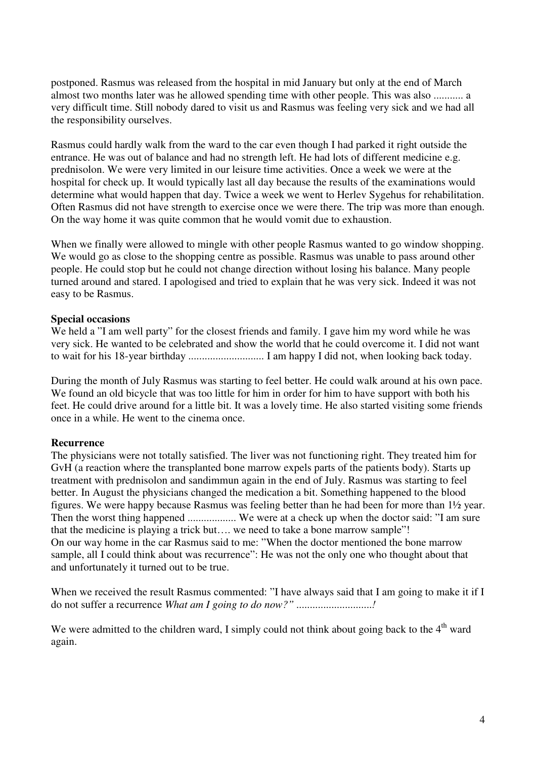postponed. Rasmus was released from the hospital in mid January but only at the end of March almost two months later was he allowed spending time with other people. This was also ........... a very difficult time. Still nobody dared to visit us and Rasmus was feeling very sick and we had all the responsibility ourselves.

Rasmus could hardly walk from the ward to the car even though I had parked it right outside the entrance. He was out of balance and had no strength left. He had lots of different medicine e.g. prednisolon. We were very limited in our leisure time activities. Once a week we were at the hospital for check up. It would typically last all day because the results of the examinations would determine what would happen that day. Twice a week we went to Herlev Sygehus for rehabilitation. Often Rasmus did not have strength to exercise once we were there. The trip was more than enough. On the way home it was quite common that he would vomit due to exhaustion.

When we finally were allowed to mingle with other people Rasmus wanted to go window shopping. We would go as close to the shopping centre as possible. Rasmus was unable to pass around other people. He could stop but he could not change direction without losing his balance. Many people turned around and stared. I apologised and tried to explain that he was very sick. Indeed it was not easy to be Rasmus.

**Special occasions**

We held a "I am well party" for the closest friends and family. I gave him my word while he was very sick. He wanted to be celebrated and show the world that he could overcome it. I did not want to wait for his 18-year birthday ............................ I am happy I did not, when looking back today.

During the month of July Rasmus was starting to feel better. He could walk around at his own pace. We found an old bicycle that was too little for him in order for him to have support with both his feet. He could drive around for a little bit. It was a lovely time. He also started visiting some friends once in a while. He went to the cinema once.

**Recurrence**

The physicians were not totally satisfied. The liver was not functioning right. They treated him for GvH (a reaction where the transplanted bone marrow expels parts of the patients body). Starts up treatment with prednisolon and sandimmun again in the end of July. Rasmus was starting to feel better. In August the physicians changed the medication a bit. Something happened to the blood figures. We were happy because Rasmus was feeling better than he had been for more than 1½ year. Then the worst thing happened .................. We were at a check up when the doctor said: "I am sure that the medicine is playing a trick but…. we need to take a bone marrow sample"!
On our way home in the car Rasmus said to me: "When the doctor mentioned the bone marrow sample, all I could think about was recurrence": He was not the only one who thought about that and unfortunately it turned out to be true.

When we received the result Rasmus commented: "I have always said that I am going to make it if I do not suffer a recurrence *What am I going to do now?" ............................!*

We were admitted to the children ward, I simply could not think about going back to the 4th ward again.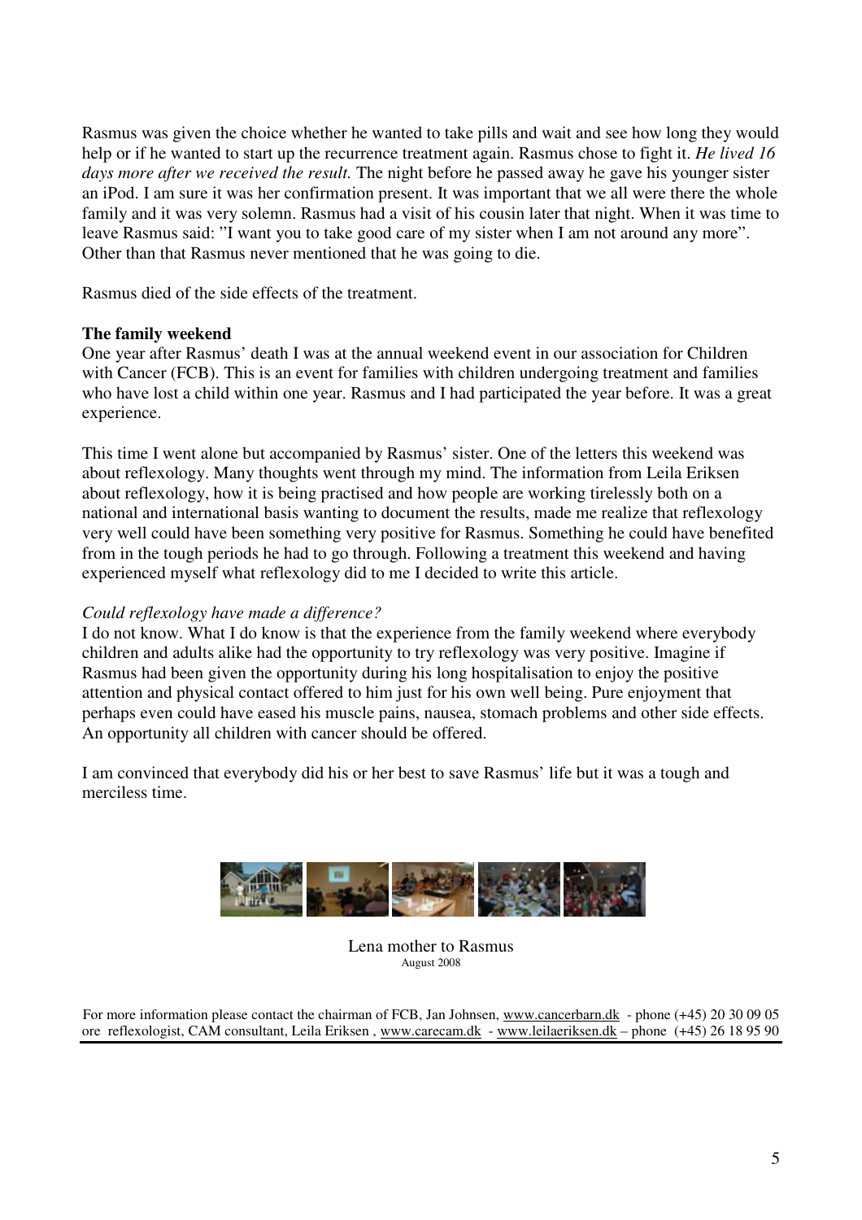Rasmus was given the choice whether he wanted to take pills and wait and see how long they would help or if he wanted to start up the recurrence treatment again. Rasmus chose to fight it. *He lived 16 days more after we received the result.* The night before he passed away he gave his younger sister an iPod. I am sure it was her confirmation present. It was important that we all were there the whole family and it was very solemn. Rasmus had a visit of his cousin later that night. When it was time to leave Rasmus said: "I want you to take good care of my sister when I am not around any more". Other than that Rasmus never mentioned that he was going to die.

Rasmus died of the side effects of the treatment.

**The family weekend**

One year after Rasmus' death I was at the annual weekend event in our association for Children with Cancer (FCB). This is an event for families with children undergoing treatment and families who have lost a child within one year. Rasmus and I had participated the year before. It was a great experience.

This time I went alone but accompanied by Rasmus' sister. One of the letters this weekend was about reflexology. Many thoughts went through my mind. The information from Leila Eriksen about reflexology, how it is being practised and how people are working tirelessly both on a national and international basis wanting to document the results, made me realize that reflexology very well could have been something very positive for Rasmus. Something he could have benefited from in the tough periods he had to go through. Following a treatment this weekend and having experienced myself what reflexology did to me I decided to write this article.

*Could reflexology have made a difference?*

I do not know. What I do know is that the experience from the family weekend where everybody children and adults alike had the opportunity to try reflexology was very positive. Imagine if Rasmus had been given the opportunity during his long hospitalisation to enjoy the positive attention and physical contact offered to him just for his own well being. Pure enjoyment that perhaps even could have eased his muscle pains, nausea, stomach problems and other side effects. An opportunity all children with cancer should be offered.

I am convinced that everybody did his or her best to save Rasmus' life but it was a tough and merciless time.

Lena mother to Rasmus
August 2008

For more information please contact the chairman of FCB, Jan Johnsen, www.cancerbarn.dk - phone (+45) 20 30 09 05
ore reflexologist, CAM consultant, Leila Eriksen , www.carecam.dk - www.leilaeriksen.dk – phone (+45) 26 18 95 90